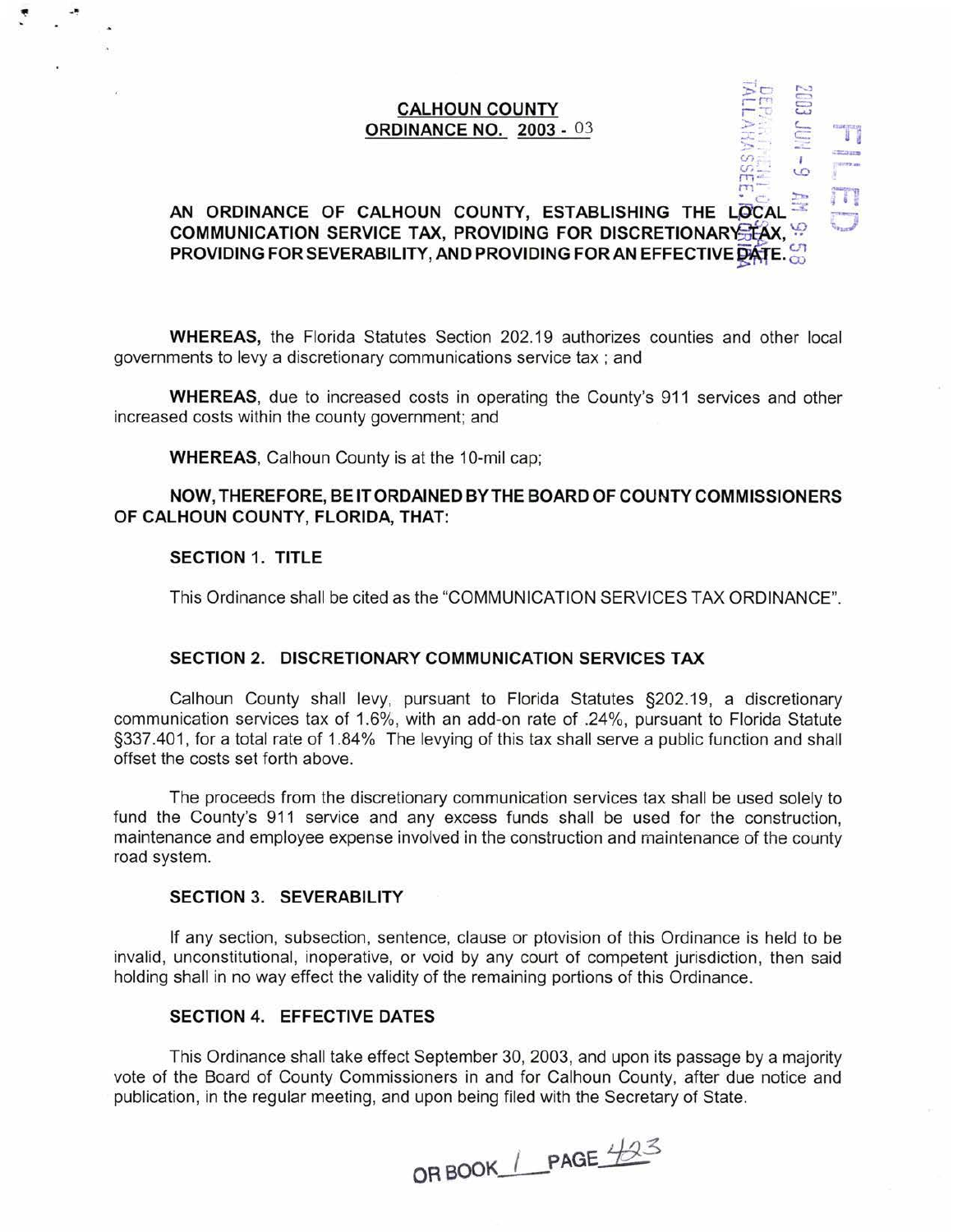**CALHOUN COUNTY**
**ORDINANCE NO. 2003 - 03**

**AN ORDINANCE OF CALHOUN COUNTY, ESTABLISHING THE LOCAL COMMUNICATION SERVICE TAX, PROVIDING FOR DISCRETIONARY TAX, PROVIDING FOR SEVERABILITY, AND PROVIDING FOR AN EFFECTIVE DATE.**

FILED
2003 JUN -9 AM 9:58
DEPARTMENT OF STATE
TALLAHASSEE, FLORIDA

**WHEREAS,** the Florida Statutes Section 202.19 authorizes counties and other local governments to levy a discretionary communications service tax ; and

**WHEREAS**, due to increased costs in operating the County's 911 services and other increased costs within the county government; and

**WHEREAS**, Calhoun County is at the 10-mil cap;

**NOW, THEREFORE, BE IT ORDAINED BY THE BOARD OF COUNTY COMMISSIONERS OF CALHOUN COUNTY, FLORIDA, THAT:**

**SECTION 1. TITLE**

This Ordinance shall be cited as the "COMMUNICATION SERVICES TAX ORDINANCE".

**SECTION 2. DISCRETIONARY COMMUNICATION SERVICES TAX**

Calhoun County shall levy, pursuant to Florida Statutes §202.19, a discretionary communication services tax of 1.6%, with an add-on rate of .24%, pursuant to Florida Statute §337.401, for a total rate of 1.84% The levying of this tax shall serve a public function and shall offset the costs set forth above.

The proceeds from the discretionary communication services tax shall be used solely to fund the County's 911 service and any excess funds shall be used for the construction, maintenance and employee expense involved in the construction and maintenance of the county road system.

**SECTION 3. SEVERABILITY**

If any section, subsection, sentence, clause or ptovision of this Ordinance is held to be invalid, unconstitutional, inoperative, or void by any court of competent jurisdiction, then said holding shall in no way effect the validity of the remaining portions of this Ordinance.

**SECTION 4. EFFECTIVE DATES**

This Ordinance shall take effect September 30, 2003, and upon its passage by a majority vote of the Board of County Commissioners in and for Calhoun County, after due notice and publication, in the regular meeting, and upon being filed with the Secretary of State.

OR BOOK 1 PAGE 423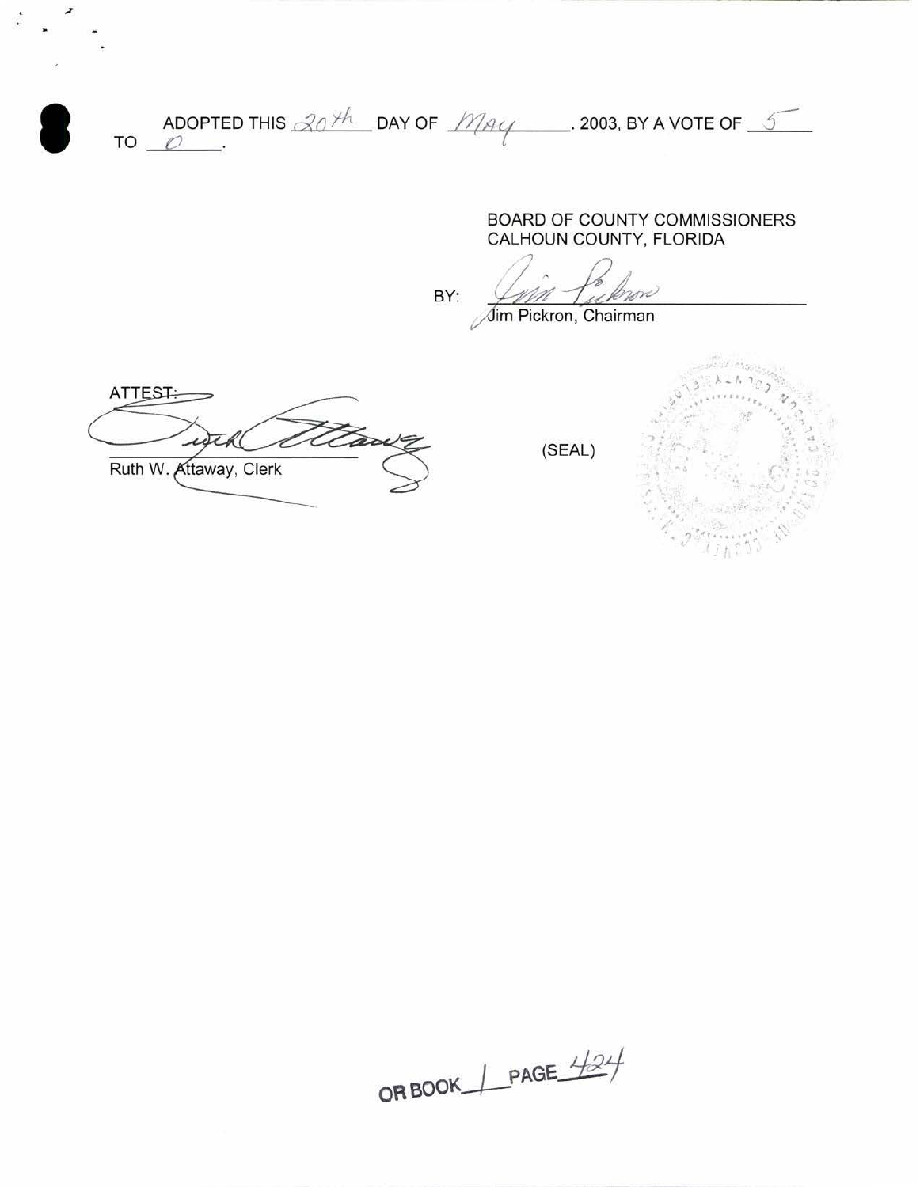ADOPTED THIS 20th DAY OF May, 2003, BY A VOTE OF 5 TO 0.

BOARD OF COUNTY COMMISSIONERS
CALHOUN COUNTY, FLORIDA

BY: ______________________
Jim Pickron, Chairman

ATTEST:

______________________
Ruth W. Attaway, Clerk

(SEAL)

OR BOOK 1 PAGE 424